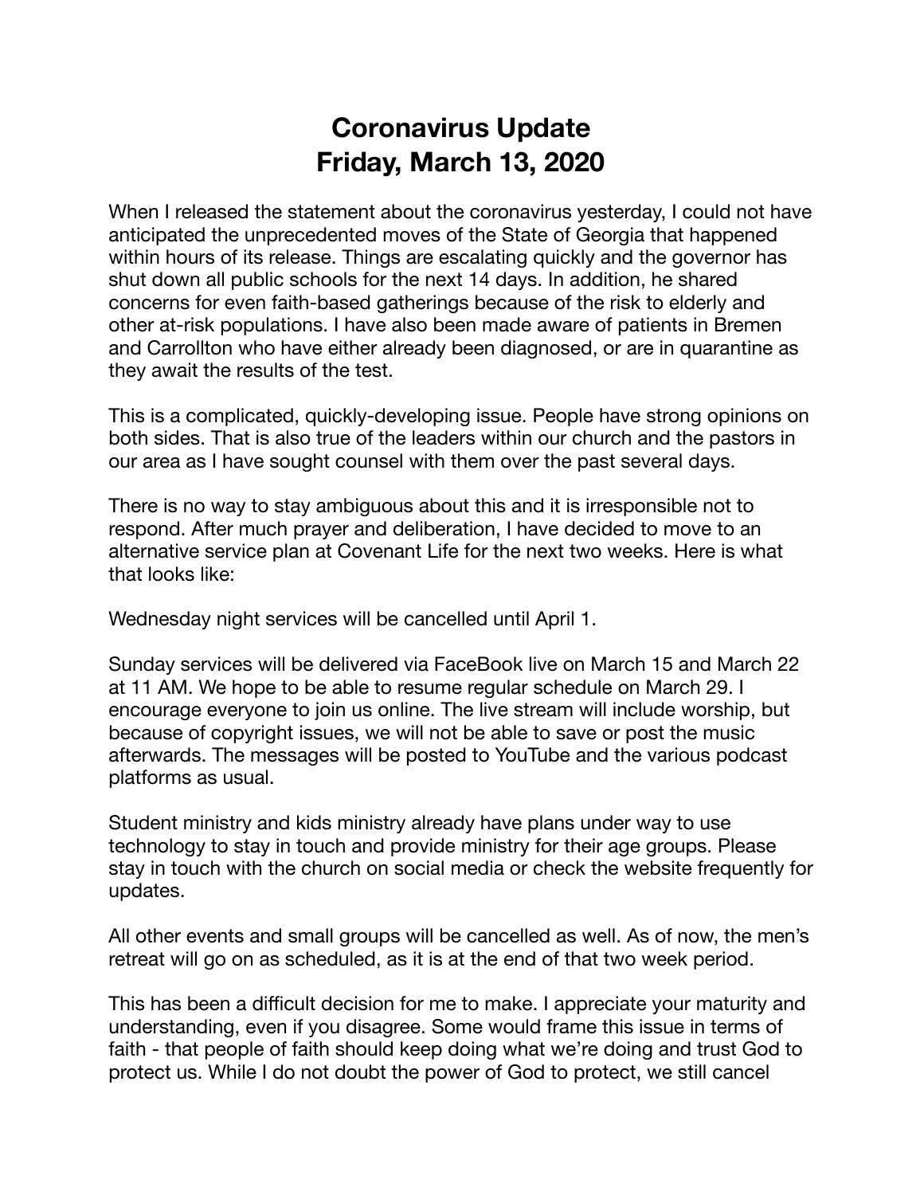# Coronavirus Update
# Friday, March 13, 2020

When I released the statement about the coronavirus yesterday, I could not have anticipated the unprecedented moves of the State of Georgia that happened within hours of its release. Things are escalating quickly and the governor has shut down all public schools for the next 14 days. In addition, he shared concerns for even faith-based gatherings because of the risk to elderly and other at-risk populations. I have also been made aware of patients in Bremen and Carrollton who have either already been diagnosed, or are in quarantine as they await the results of the test.

This is a complicated, quickly-developing issue. People have strong opinions on both sides. That is also true of the leaders within our church and the pastors in our area as I have sought counsel with them over the past several days.

There is no way to stay ambiguous about this and it is irresponsible not to respond. After much prayer and deliberation, I have decided to move to an alternative service plan at Covenant Life for the next two weeks. Here is what that looks like:

Wednesday night services will be cancelled until April 1.

Sunday services will be delivered via FaceBook live on March 15 and March 22 at 11 AM. We hope to be able to resume regular schedule on March 29. I encourage everyone to join us online. The live stream will include worship, but because of copyright issues, we will not be able to save or post the music afterwards. The messages will be posted to YouTube and the various podcast platforms as usual.

Student ministry and kids ministry already have plans under way to use technology to stay in touch and provide ministry for their age groups. Please stay in touch with the church on social media or check the website frequently for updates.

All other events and small groups will be cancelled as well. As of now, the men's retreat will go on as scheduled, as it is at the end of that two week period.

This has been a difficult decision for me to make. I appreciate your maturity and understanding, even if you disagree. Some would frame this issue in terms of faith - that people of faith should keep doing what we're doing and trust God to protect us. While I do not doubt the power of God to protect, we still cancel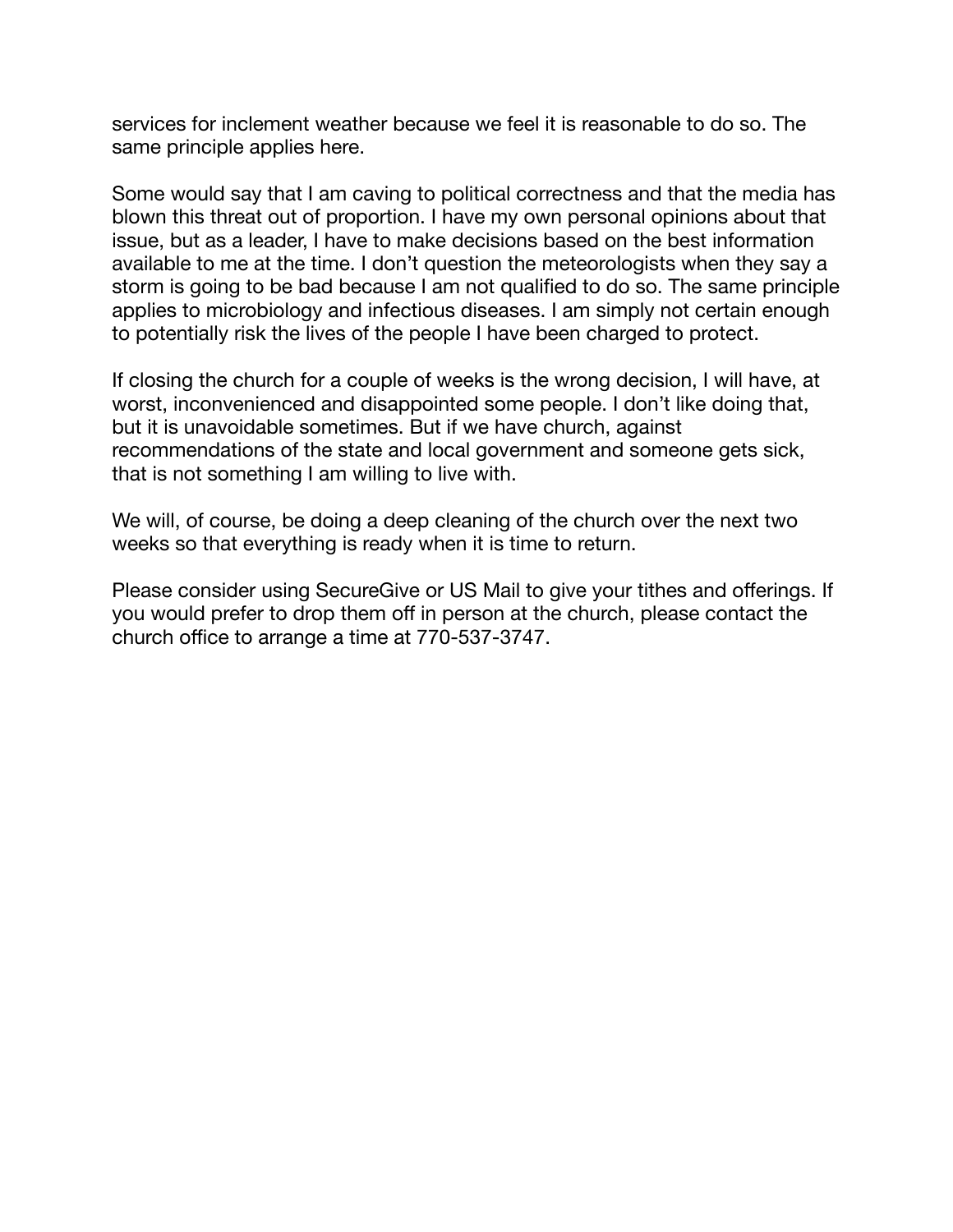services for inclement weather because we feel it is reasonable to do so. The same principle applies here.

Some would say that I am caving to political correctness and that the media has blown this threat out of proportion. I have my own personal opinions about that issue, but as a leader, I have to make decisions based on the best information available to me at the time. I don't question the meteorologists when they say a storm is going to be bad because I am not qualified to do so. The same principle applies to microbiology and infectious diseases. I am simply not certain enough to potentially risk the lives of the people I have been charged to protect.

If closing the church for a couple of weeks is the wrong decision, I will have, at worst, inconvenienced and disappointed some people. I don't like doing that, but it is unavoidable sometimes. But if we have church, against recommendations of the state and local government and someone gets sick, that is not something I am willing to live with.

We will, of course, be doing a deep cleaning of the church over the next two weeks so that everything is ready when it is time to return.

Please consider using SecureGive or US Mail to give your tithes and offerings. If you would prefer to drop them off in person at the church, please contact the church office to arrange a time at 770-537-3747.